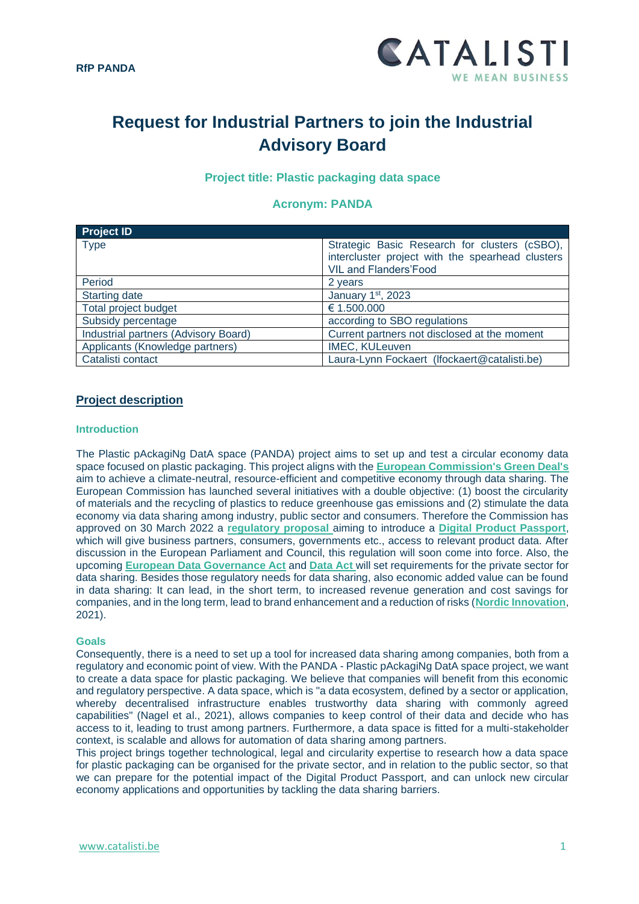# Request for Industrial Partners to join the Industrial Advisory Board

### Project title: Plastic packaging data space

### Acronym: PANDA

| Project ID | |
|---|---|
| Type | Strategic Basic Research for clusters (cSBO), intercluster project with the spearhead clusters VIL and Flanders'Food |
| Period | 2 years |
| Starting date | January 1st, 2023 |
| Total project budget | € 1.500.000 |
| Subsidy percentage | according to SBO regulations |
| Industrial partners (Advisory Board) | Current partners not disclosed at the moment |
| Applicants (Knowledge partners) | IMEC, KULeuven |
| Catalisti contact | Laura-Lynn Fockaert (lfockaert@catalisti.be) |

## Project description

### Introduction

The Plastic pAckagiNg DatA space (PANDA) project aims to set up and test a circular economy data space focused on plastic packaging. This project aligns with the **European Commission's Green Deal's** aim to achieve a climate-neutral, resource-efficient and competitive economy through data sharing. The European Commission has launched several initiatives with a double objective: (1) boost the circularity of materials and the recycling of plastics to reduce greenhouse gas emissions and (2) stimulate the data economy via data sharing among industry, public sector and consumers. Therefore the Commission has approved on 30 March 2022 a **regulatory proposal** aiming to introduce a **Digital Product Passport**, which will give business partners, consumers, governments etc., access to relevant product data. After discussion in the European Parliament and Council, this regulation will soon come into force. Also, the upcoming **European Data Governance Act** and **Data Act** will set requirements for the private sector for data sharing. Besides those regulatory needs for data sharing, also economic added value can be found in data sharing: It can lead, in the short term, to increased revenue generation and cost savings for companies, and in the long term, lead to brand enhancement and a reduction of risks (**Nordic Innovation**, 2021).

### Goals

Consequently, there is a need to set up a tool for increased data sharing among companies, both from a regulatory and economic point of view. With the PANDA - Plastic pAckagiNg DatA space project, we want to create a data space for plastic packaging. We believe that companies will benefit from this economic and regulatory perspective. A data space, which is "a data ecosystem, defined by a sector or application, whereby decentralised infrastructure enables trustworthy data sharing with commonly agreed capabilities" (Nagel et al., 2021), allows companies to keep control of their data and decide who has access to it, leading to trust among partners. Furthermore, a data space is fitted for a multi-stakeholder context, is scalable and allows for automation of data sharing among partners.

This project brings together technological, legal and circularity expertise to research how a data space for plastic packaging can be organised for the private sector, and in relation to the public sector, so that we can prepare for the potential impact of the Digital Product Passport, and can unlock new circular economy applications and opportunities by tackling the data sharing barriers.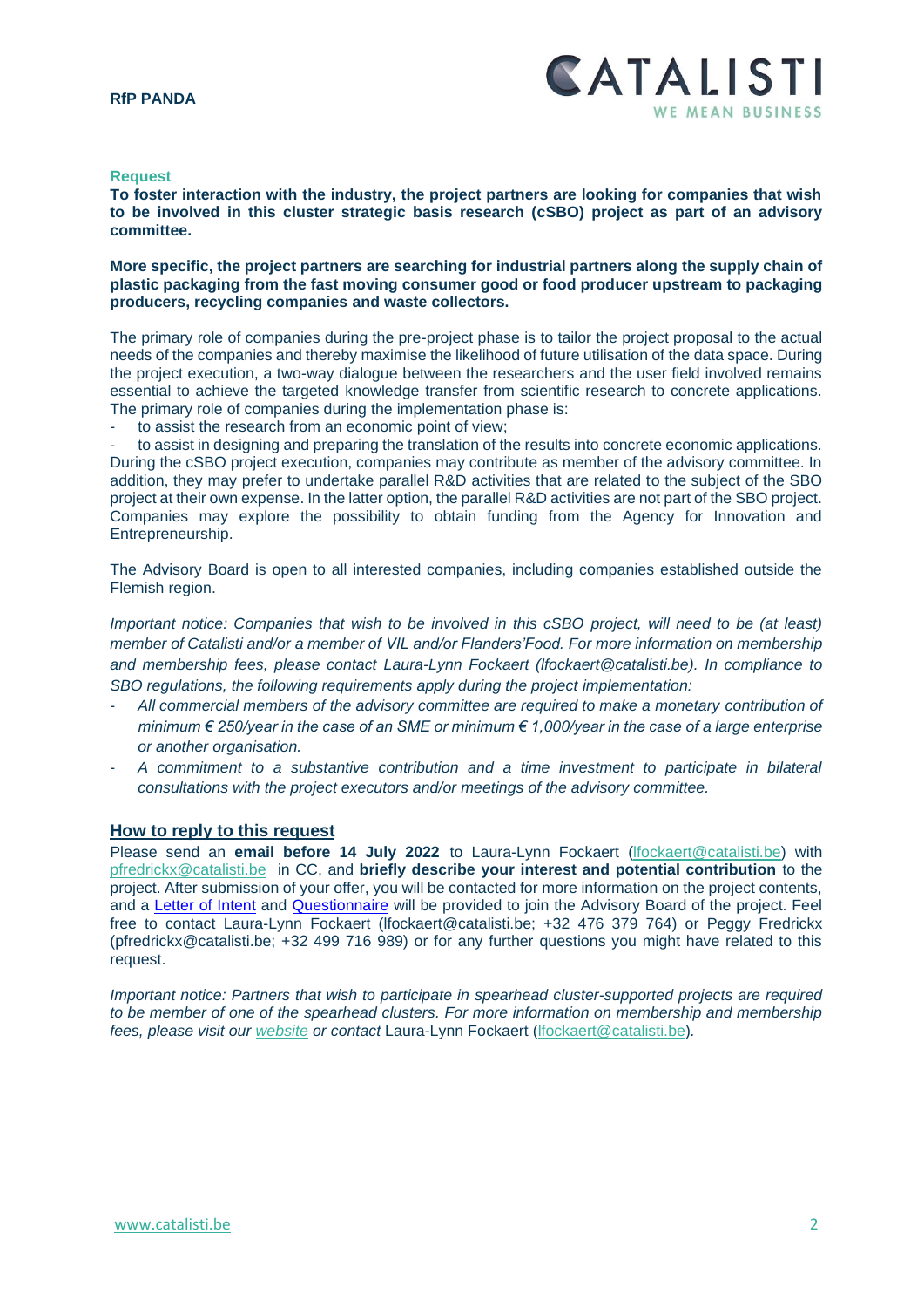### Request

**To foster interaction with the industry, the project partners are looking for companies that wish to be involved in this cluster strategic basis research (cSBO) project as part of an advisory committee.**

**More specific, the project partners are searching for industrial partners along the supply chain of plastic packaging from the fast moving consumer good or food producer upstream to packaging producers, recycling companies and waste collectors.**

The primary role of companies during the pre-project phase is to tailor the project proposal to the actual needs of the companies and thereby maximise the likelihood of future utilisation of the data space. During the project execution, a two-way dialogue between the researchers and the user field involved remains essential to achieve the targeted knowledge transfer from scientific research to concrete applications. The primary role of companies during the implementation phase is:

- to assist the research from an economic point of view;
- to assist in designing and preparing the translation of the results into concrete economic applications.

During the cSBO project execution, companies may contribute as member of the advisory committee. In addition, they may prefer to undertake parallel R&D activities that are related to the subject of the SBO project at their own expense. In the latter option, the parallel R&D activities are not part of the SBO project. Companies may explore the possibility to obtain funding from the Agency for Innovation and Entrepreneurship.

The Advisory Board is open to all interested companies, including companies established outside the Flemish region.

*Important notice: Companies that wish to be involved in this cSBO project, will need to be (at least) member of Catalisti and/or a member of VIL and/or Flanders'Food. For more information on membership and membership fees, please contact Laura-Lynn Fockaert (lfockaert@catalisti.be). In compliance to SBO regulations, the following requirements apply during the project implementation:*

- *All commercial members of the advisory committee are required to make a monetary contribution of minimum € 250/year in the case of an SME or minimum € 1,000/year in the case of a large enterprise or another organisation.*
- *A commitment to a substantive contribution and a time investment to participate in bilateral consultations with the project executors and/or meetings of the advisory committee.*

### How to reply to this request

Please send an **email before 14 July 2022** to Laura-Lynn Fockaert (lfockaert@catalisti.be) with pfredrickx@catalisti.be in CC, and **briefly describe your interest and potential contribution** to the project. After submission of your offer, you will be contacted for more information on the project contents, and a Letter of Intent and Questionnaire will be provided to join the Advisory Board of the project. Feel free to contact Laura-Lynn Fockaert (lfockaert@catalisti.be; +32 476 379 764) or Peggy Fredrickx (pfredrickx@catalisti.be; +32 499 716 989) or for any further questions you might have related to this request.

*Important notice: Partners that wish to participate in spearhead cluster-supported projects are required to be member of one of the spearhead clusters. For more information on membership and membership fees, please visit our website or contact* Laura-Lynn Fockaert (lfockaert@catalisti.be).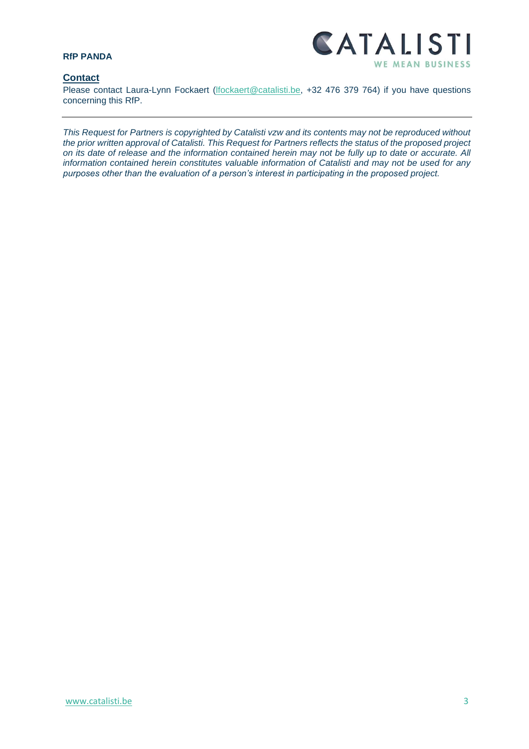## Contact

Please contact Laura-Lynn Fockaert (lfockaert@catalisti.be, +32 476 379 764) if you have questions concerning this RfP.

---

*This Request for Partners is copyrighted by Catalisti vzw and its contents may not be reproduced without the prior written approval of Catalisti. This Request for Partners reflects the status of the proposed project on its date of release and the information contained herein may not be fully up to date or accurate. All information contained herein constitutes valuable information of Catalisti and may not be used for any purposes other than the evaluation of a person's interest in participating in the proposed project.*